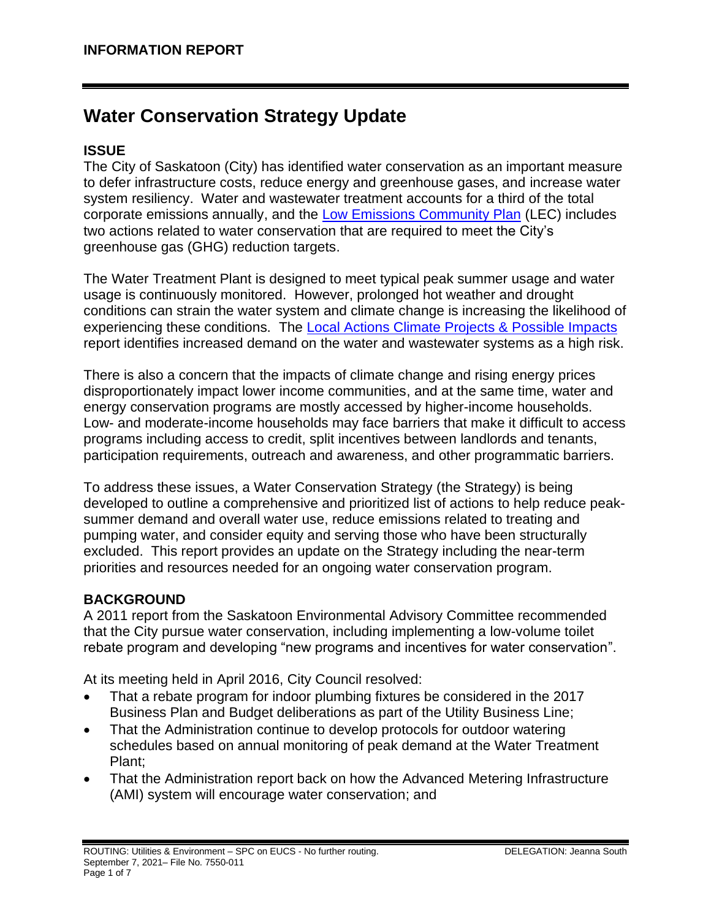**INFORMATION REPORT**

# Water Conservation Strategy Update

## ISSUE

The City of Saskatoon (City) has identified water conservation as an important measure to defer infrastructure costs, reduce energy and greenhouse gases, and increase water system resiliency. Water and wastewater treatment accounts for a third of the total corporate emissions annually, and the Low Emissions Community Plan (LEC) includes two actions related to water conservation that are required to meet the City's greenhouse gas (GHG) reduction targets.

The Water Treatment Plant is designed to meet typical peak summer usage and water usage is continuously monitored. However, prolonged hot weather and drought conditions can strain the water system and climate change is increasing the likelihood of experiencing these conditions. The Local Actions Climate Projects & Possible Impacts report identifies increased demand on the water and wastewater systems as a high risk.

There is also a concern that the impacts of climate change and rising energy prices disproportionately impact lower income communities, and at the same time, water and energy conservation programs are mostly accessed by higher-income households. Low- and moderate-income households may face barriers that make it difficult to access programs including access to credit, split incentives between landlords and tenants, participation requirements, outreach and awareness, and other programmatic barriers.

To address these issues, a Water Conservation Strategy (the Strategy) is being developed to outline a comprehensive and prioritized list of actions to help reduce peak-summer demand and overall water use, reduce emissions related to treating and pumping water, and consider equity and serving those who have been structurally excluded. This report provides an update on the Strategy including the near-term priorities and resources needed for an ongoing water conservation program.

## BACKGROUND

A 2011 report from the Saskatoon Environmental Advisory Committee recommended that the City pursue water conservation, including implementing a low-volume toilet rebate program and developing "new programs and incentives for water conservation".

At its meeting held in April 2016, City Council resolved:

- That a rebate program for indoor plumbing fixtures be considered in the 2017 Business Plan and Budget deliberations as part of the Utility Business Line;
- That the Administration continue to develop protocols for outdoor watering schedules based on annual monitoring of peak demand at the Water Treatment Plant;
- That the Administration report back on how the Advanced Metering Infrastructure (AMI) system will encourage water conservation; and

ROUTING: Utilities & Environment – SPC on EUCS - No further routing. DELEGATION: Jeanna South
September 7, 2021– File No. 7550-011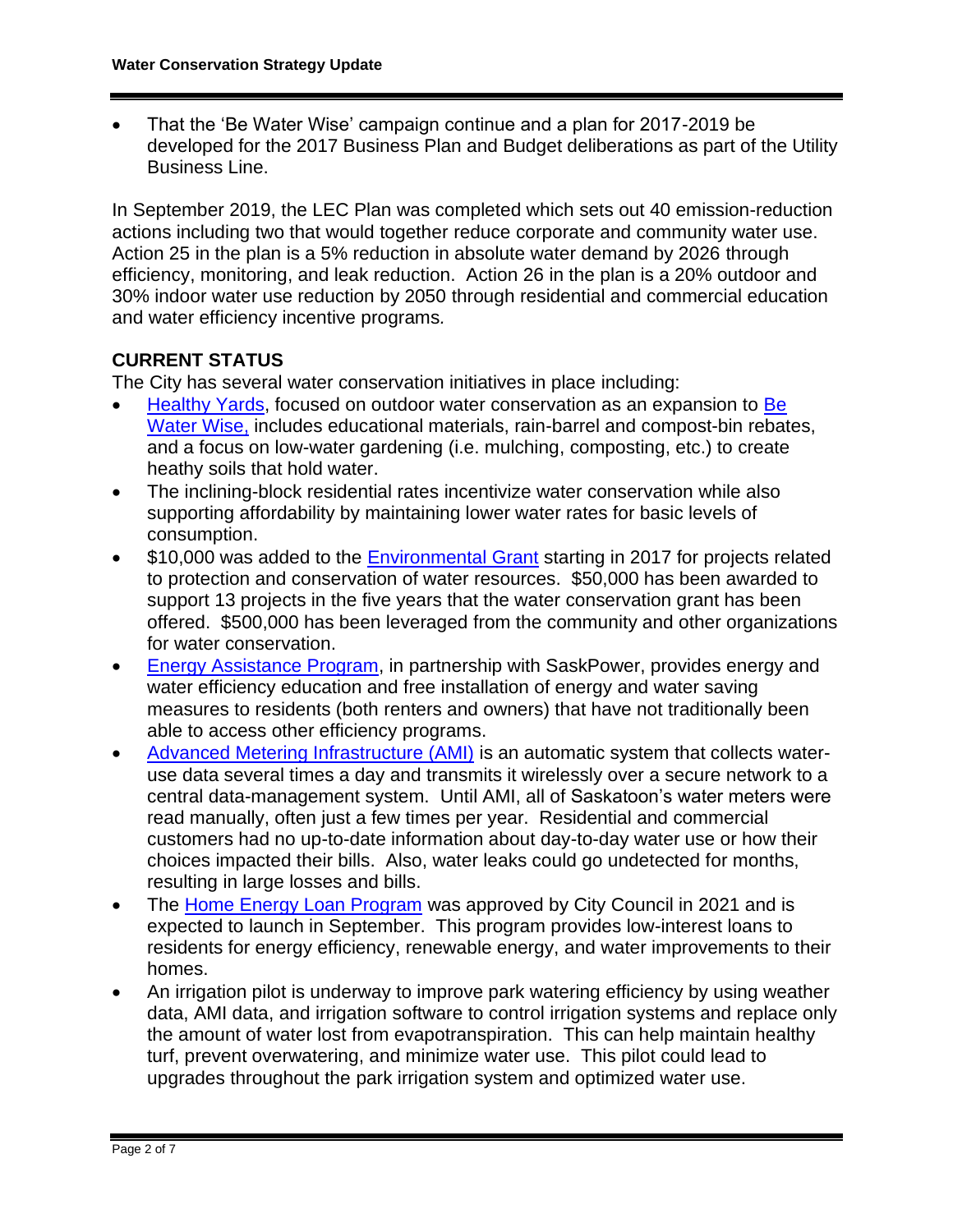- That the 'Be Water Wise' campaign continue and a plan for 2017-2019 be developed for the 2017 Business Plan and Budget deliberations as part of the Utility Business Line.

In September 2019, the LEC Plan was completed which sets out 40 emission-reduction actions including two that would together reduce corporate and community water use. Action 25 in the plan is a 5% reduction in absolute water demand by 2026 through efficiency, monitoring, and leak reduction. Action 26 in the plan is a 20% outdoor and 30% indoor water use reduction by 2050 through residential and commercial education and water efficiency incentive programs.

## CURRENT STATUS

The City has several water conservation initiatives in place including:

- Healthy Yards, focused on outdoor water conservation as an expansion to Be Water Wise, includes educational materials, rain-barrel and compost-bin rebates, and a focus on low-water gardening (i.e. mulching, composting, etc.) to create heathy soils that hold water.
- The inclining-block residential rates incentivize water conservation while also supporting affordability by maintaining lower water rates for basic levels of consumption.
- $10,000 was added to the Environmental Grant starting in 2017 for projects related to protection and conservation of water resources. $50,000 has been awarded to support 13 projects in the five years that the water conservation grant has been offered. $500,000 has been leveraged from the community and other organizations for water conservation.
- Energy Assistance Program, in partnership with SaskPower, provides energy and water efficiency education and free installation of energy and water saving measures to residents (both renters and owners) that have not traditionally been able to access other efficiency programs.
- Advanced Metering Infrastructure (AMI) is an automatic system that collects water-use data several times a day and transmits it wirelessly over a secure network to a central data-management system. Until AMI, all of Saskatoon's water meters were read manually, often just a few times per year. Residential and commercial customers had no up-to-date information about day-to-day water use or how their choices impacted their bills. Also, water leaks could go undetected for months, resulting in large losses and bills.
- The Home Energy Loan Program was approved by City Council in 2021 and is expected to launch in September. This program provides low-interest loans to residents for energy efficiency, renewable energy, and water improvements to their homes.
- An irrigation pilot is underway to improve park watering efficiency by using weather data, AMI data, and irrigation software to control irrigation systems and replace only the amount of water lost from evapotranspiration. This can help maintain healthy turf, prevent overwatering, and minimize water use. This pilot could lead to upgrades throughout the park irrigation system and optimized water use.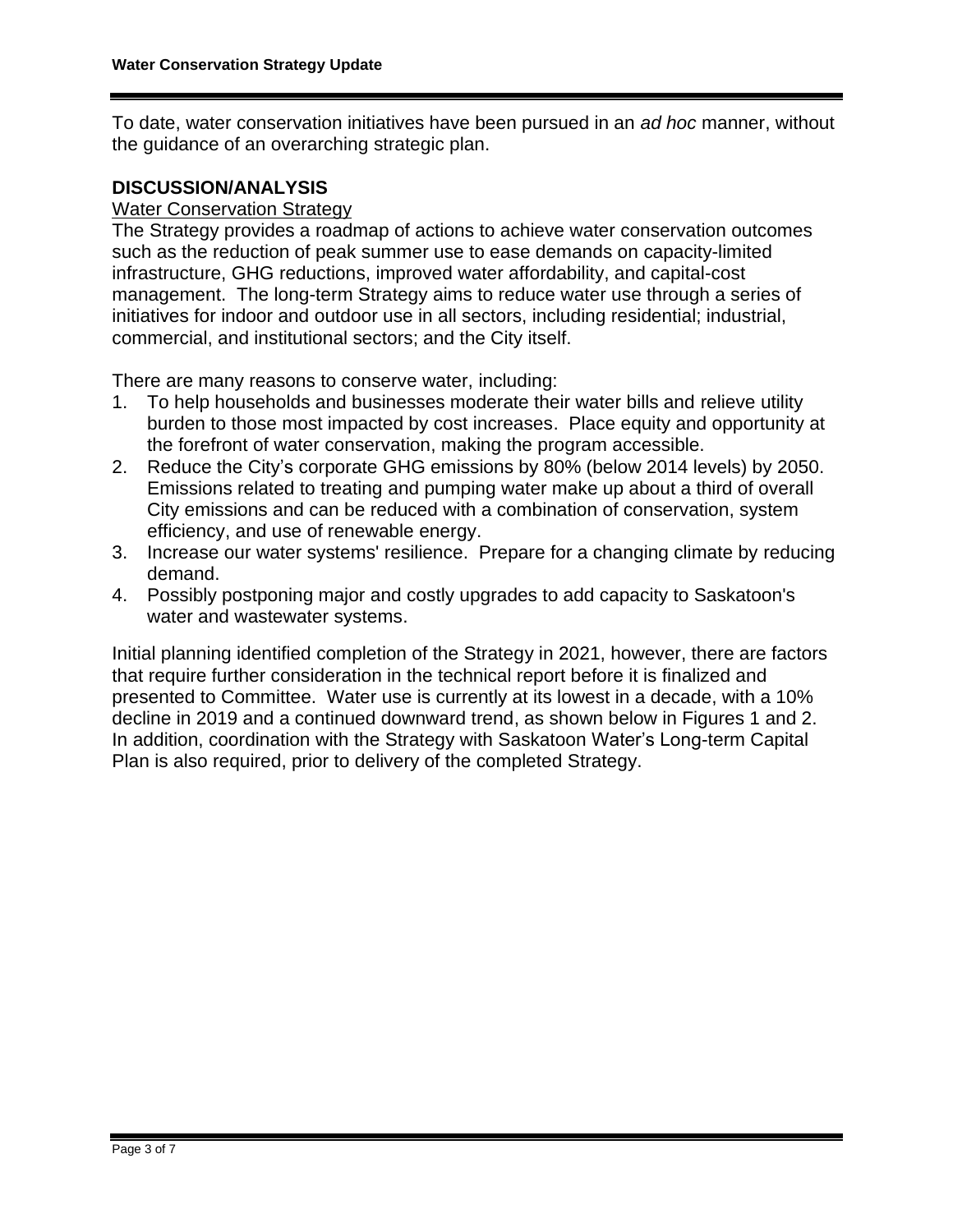To date, water conservation initiatives have been pursued in an *ad hoc* manner, without the guidance of an overarching strategic plan.

## DISCUSSION/ANALYSIS

Water Conservation Strategy

The Strategy provides a roadmap of actions to achieve water conservation outcomes such as the reduction of peak summer use to ease demands on capacity-limited infrastructure, GHG reductions, improved water affordability, and capital-cost management. The long-term Strategy aims to reduce water use through a series of initiatives for indoor and outdoor use in all sectors, including residential; industrial, commercial, and institutional sectors; and the City itself.

There are many reasons to conserve water, including:

1. To help households and businesses moderate their water bills and relieve utility burden to those most impacted by cost increases. Place equity and opportunity at the forefront of water conservation, making the program accessible.
2. Reduce the City's corporate GHG emissions by 80% (below 2014 levels) by 2050. Emissions related to treating and pumping water make up about a third of overall City emissions and can be reduced with a combination of conservation, system efficiency, and use of renewable energy.
3. Increase our water systems' resilience. Prepare for a changing climate by reducing demand.
4. Possibly postponing major and costly upgrades to add capacity to Saskatoon's water and wastewater systems.

Initial planning identified completion of the Strategy in 2021, however, there are factors that require further consideration in the technical report before it is finalized and presented to Committee. Water use is currently at its lowest in a decade, with a 10% decline in 2019 and a continued downward trend, as shown below in Figures 1 and 2. In addition, coordination with the Strategy with Saskatoon Water's Long-term Capital Plan is also required, prior to delivery of the completed Strategy.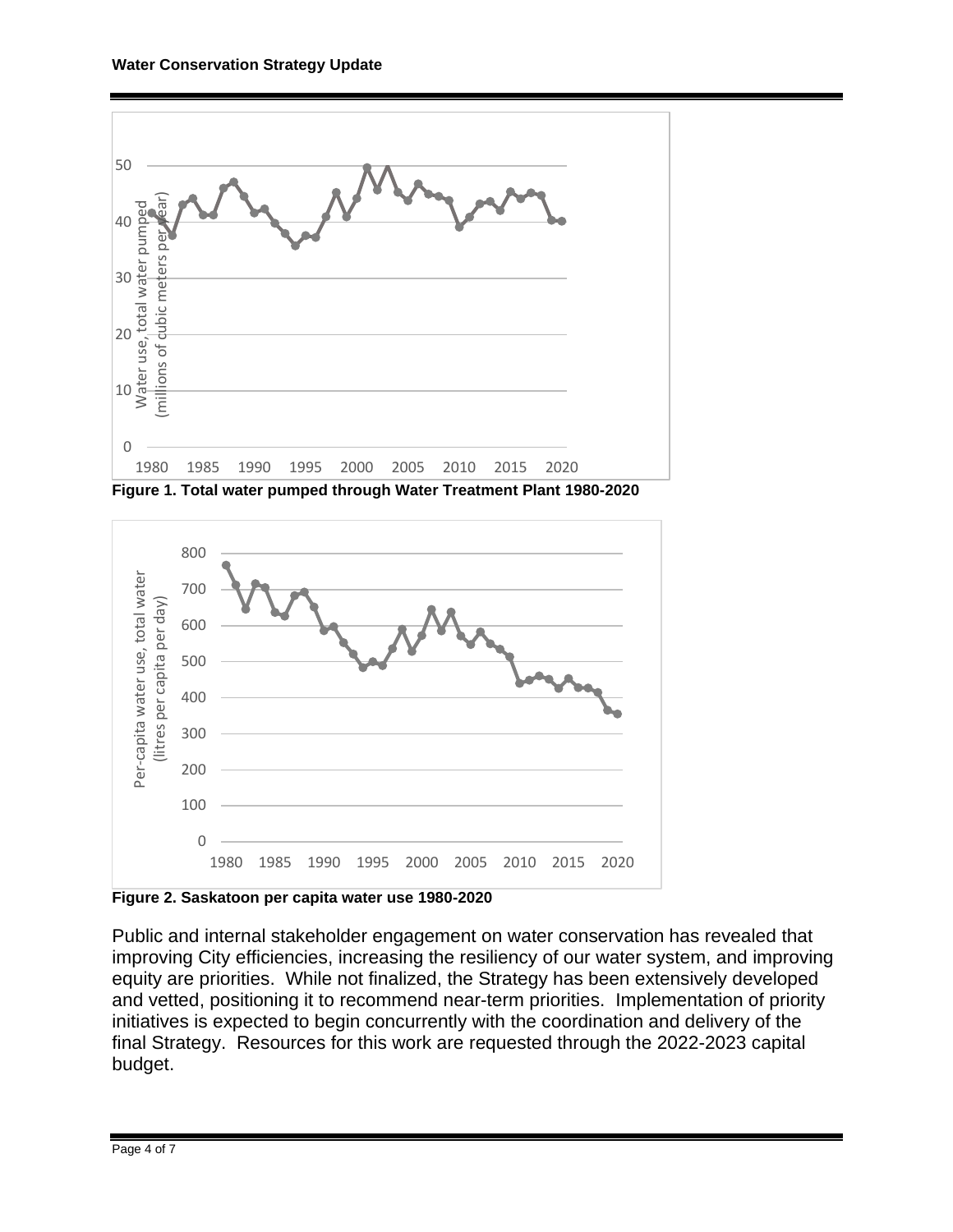**Figure 1. Total water pumped through Water Treatment Plant 1980-2020**

**Figure 2. Saskatoon per capita water use 1980-2020**

Public and internal stakeholder engagement on water conservation has revealed that improving City efficiencies, increasing the resiliency of our water system, and improving equity are priorities. While not finalized, the Strategy has been extensively developed and vetted, positioning it to recommend near-term priorities. Implementation of priority initiatives is expected to begin concurrently with the coordination and delivery of the final Strategy. Resources for this work are requested through the 2022-2023 capital budget.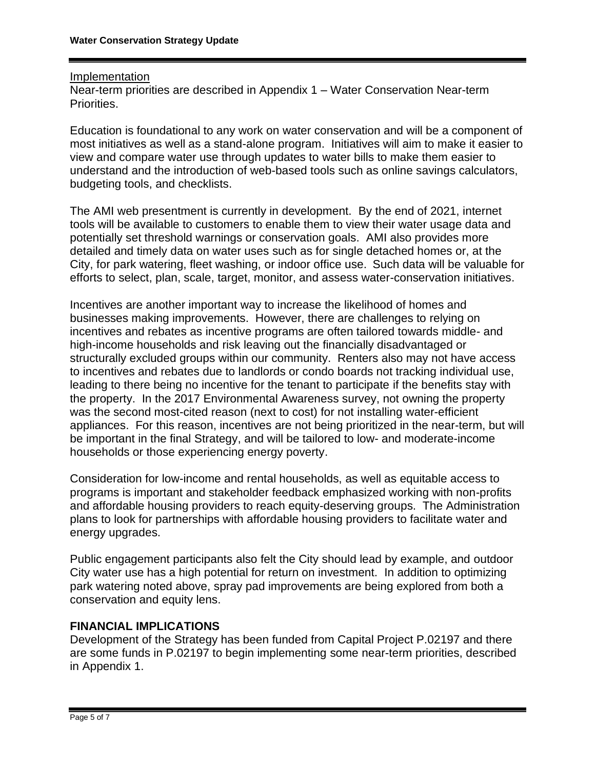Implementation

Near-term priorities are described in Appendix 1 – Water Conservation Near-term Priorities.

Education is foundational to any work on water conservation and will be a component of most initiatives as well as a stand-alone program. Initiatives will aim to make it easier to view and compare water use through updates to water bills to make them easier to understand and the introduction of web-based tools such as online savings calculators, budgeting tools, and checklists.

The AMI web presentment is currently in development. By the end of 2021, internet tools will be available to customers to enable them to view their water usage data and potentially set threshold warnings or conservation goals. AMI also provides more detailed and timely data on water uses such as for single detached homes or, at the City, for park watering, fleet washing, or indoor office use. Such data will be valuable for efforts to select, plan, scale, target, monitor, and assess water-conservation initiatives.

Incentives are another important way to increase the likelihood of homes and businesses making improvements. However, there are challenges to relying on incentives and rebates as incentive programs are often tailored towards middle- and high-income households and risk leaving out the financially disadvantaged or structurally excluded groups within our community. Renters also may not have access to incentives and rebates due to landlords or condo boards not tracking individual use, leading to there being no incentive for the tenant to participate if the benefits stay with the property. In the 2017 Environmental Awareness survey, not owning the property was the second most-cited reason (next to cost) for not installing water-efficient appliances. For this reason, incentives are not being prioritized in the near-term, but will be important in the final Strategy, and will be tailored to low- and moderate-income households or those experiencing energy poverty.

Consideration for low-income and rental households, as well as equitable access to programs is important and stakeholder feedback emphasized working with non-profits and affordable housing providers to reach equity-deserving groups. The Administration plans to look for partnerships with affordable housing providers to facilitate water and energy upgrades.

Public engagement participants also felt the City should lead by example, and outdoor City water use has a high potential for return on investment. In addition to optimizing park watering noted above, spray pad improvements are being explored from both a conservation and equity lens.

## FINANCIAL IMPLICATIONS

Development of the Strategy has been funded from Capital Project P.02197 and there are some funds in P.02197 to begin implementing some near-term priorities, described in Appendix 1.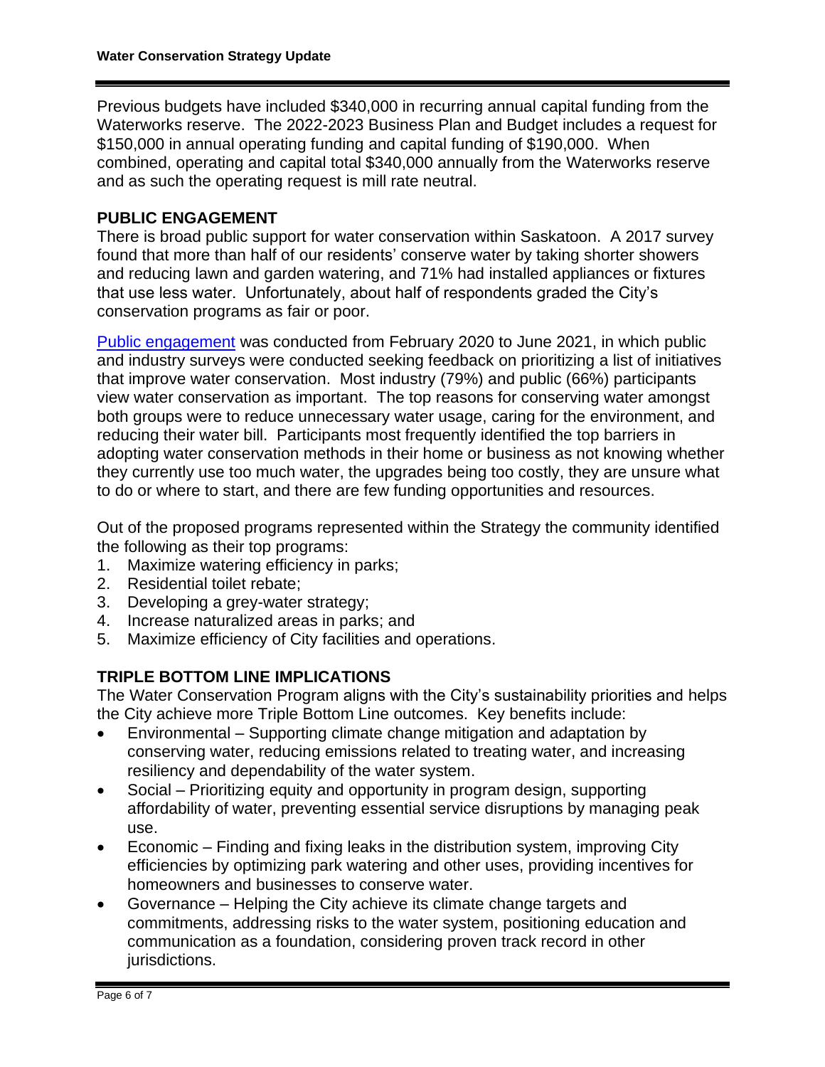Previous budgets have included $340,000 in recurring annual capital funding from the Waterworks reserve. The 2022-2023 Business Plan and Budget includes a request for $150,000 in annual operating funding and capital funding of $190,000. When combined, operating and capital total $340,000 annually from the Waterworks reserve and as such the operating request is mill rate neutral.

## PUBLIC ENGAGEMENT

There is broad public support for water conservation within Saskatoon. A 2017 survey found that more than half of our residents' conserve water by taking shorter showers and reducing lawn and garden watering, and 71% had installed appliances or fixtures that use less water. Unfortunately, about half of respondents graded the City's conservation programs as fair or poor.

Public engagement was conducted from February 2020 to June 2021, in which public and industry surveys were conducted seeking feedback on prioritizing a list of initiatives that improve water conservation. Most industry (79%) and public (66%) participants view water conservation as important. The top reasons for conserving water amongst both groups were to reduce unnecessary water usage, caring for the environment, and reducing their water bill. Participants most frequently identified the top barriers in adopting water conservation methods in their home or business as not knowing whether they currently use too much water, the upgrades being too costly, they are unsure what to do or where to start, and there are few funding opportunities and resources.

Out of the proposed programs represented within the Strategy the community identified the following as their top programs:

1. Maximize watering efficiency in parks;
2. Residential toilet rebate;
3. Developing a grey-water strategy;
4. Increase naturalized areas in parks; and
5. Maximize efficiency of City facilities and operations.

## TRIPLE BOTTOM LINE IMPLICATIONS

The Water Conservation Program aligns with the City's sustainability priorities and helps the City achieve more Triple Bottom Line outcomes. Key benefits include:

- Environmental – Supporting climate change mitigation and adaptation by conserving water, reducing emissions related to treating water, and increasing resiliency and dependability of the water system.
- Social – Prioritizing equity and opportunity in program design, supporting affordability of water, preventing essential service disruptions by managing peak use.
- Economic – Finding and fixing leaks in the distribution system, improving City efficiencies by optimizing park watering and other uses, providing incentives for homeowners and businesses to conserve water.
- Governance – Helping the City achieve its climate change targets and commitments, addressing risks to the water system, positioning education and communication as a foundation, considering proven track record in other jurisdictions.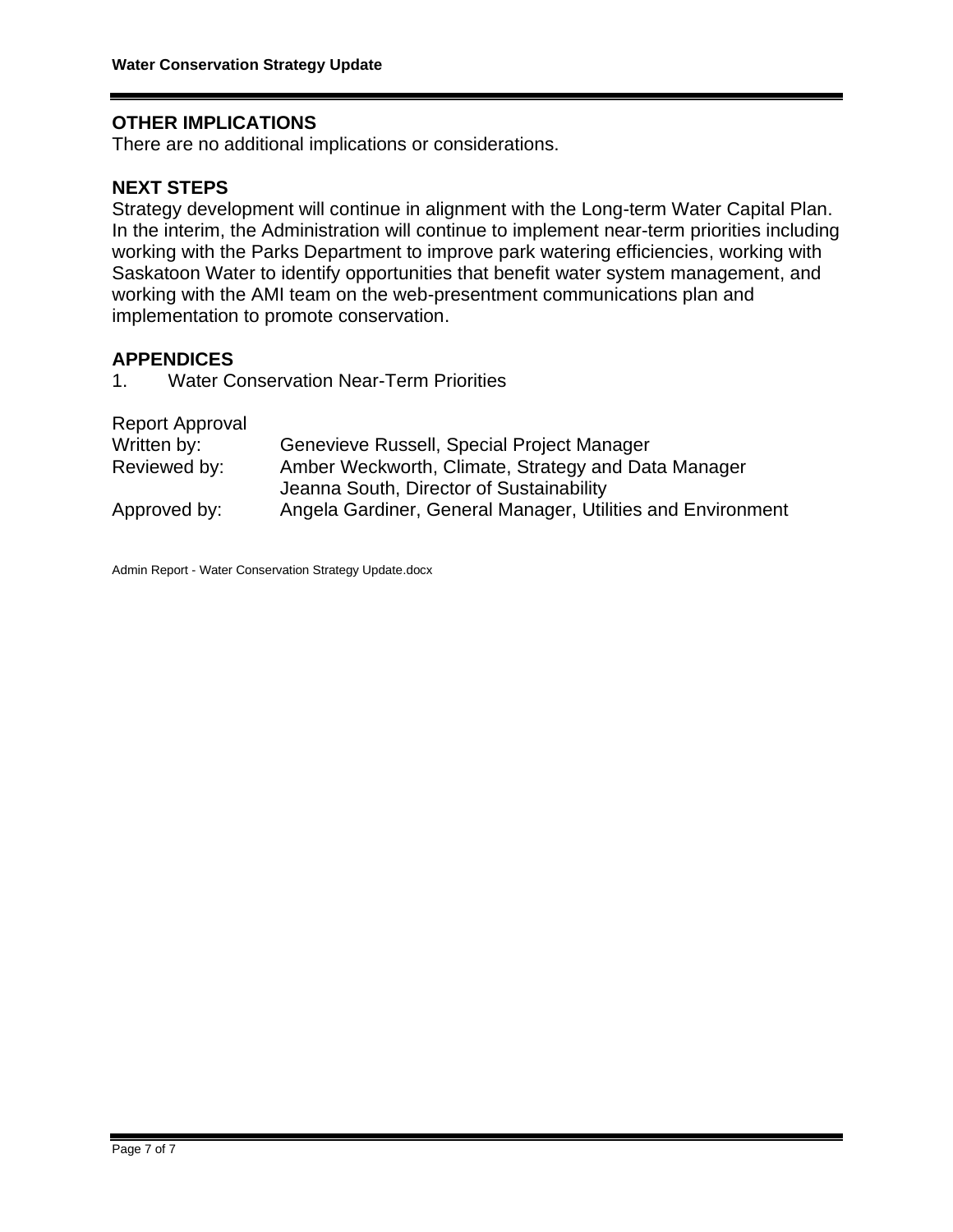## OTHER IMPLICATIONS

There are no additional implications or considerations.

## NEXT STEPS

Strategy development will continue in alignment with the Long-term Water Capital Plan. In the interim, the Administration will continue to implement near-term priorities including working with the Parks Department to improve park watering efficiencies, working with Saskatoon Water to identify opportunities that benefit water system management, and working with the AMI team on the web-presentment communications plan and implementation to promote conservation.

## APPENDICES

1. Water Conservation Near-Term Priorities

Report Approval

| | |
|---|---|
| Written by: | Genevieve Russell, Special Project Manager |
| Reviewed by: | Amber Weckworth, Climate, Strategy and Data Manager<br>Jeanna South, Director of Sustainability |
| Approved by: | Angela Gardiner, General Manager, Utilities and Environment |

Admin Report - Water Conservation Strategy Update.docx